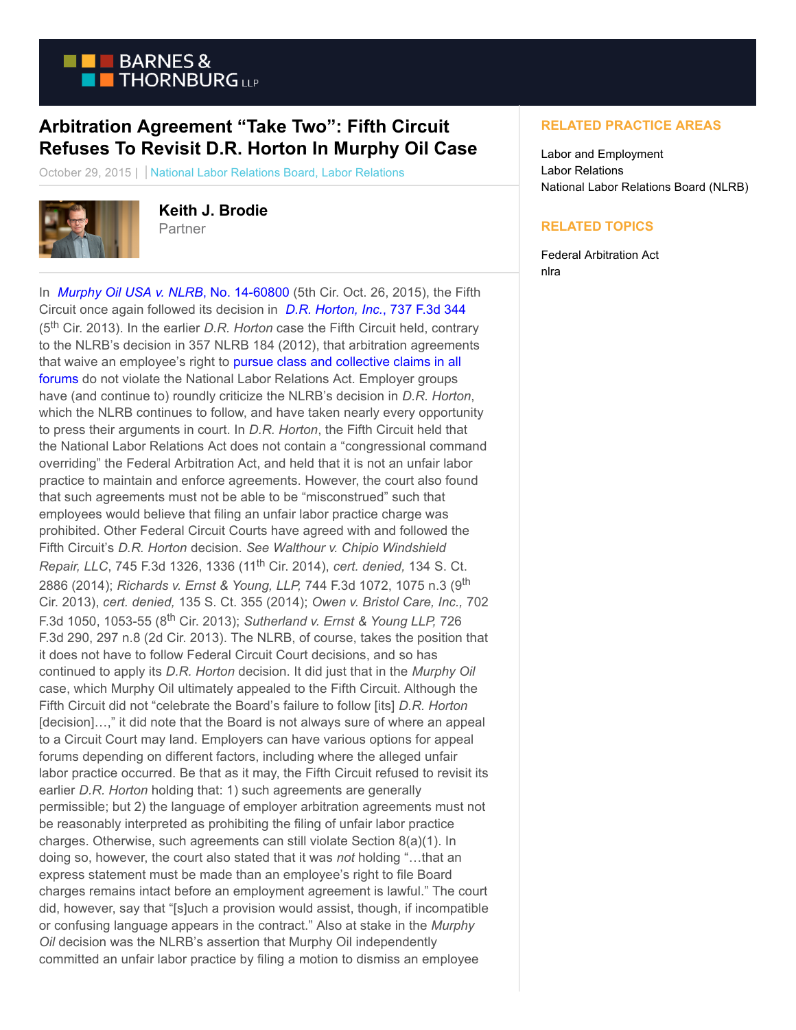# Arbitration Agreement "Take Two": Fifth Circuit Refuses To Revisit D.R. Horton In Murphy Oil Case

October 29, 2015 | National Labor Relations Board, Labor Relations

**Keith J. Brodie**
Partner

In *Murphy Oil USA v. NLRB*, No. 14-60800 (5th Cir. Oct. 26, 2015), the Fifth Circuit once again followed its decision in *D.R. Horton, Inc.*, 737 F.3d 344 (5th Cir. 2013). In the earlier *D.R. Horton* case the Fifth Circuit held, contrary to the NLRB's decision in 357 NLRB 184 (2012), that arbitration agreements that waive an employee's right to pursue class and collective claims in all forums do not violate the National Labor Relations Act. Employer groups have (and continue to) roundly criticize the NLRB's decision in *D.R. Horton*, which the NLRB continues to follow, and have taken nearly every opportunity to press their arguments in court. In *D.R. Horton*, the Fifth Circuit held that the National Labor Relations Act does not contain a "congressional command overriding" the Federal Arbitration Act, and held that it is not an unfair labor practice to maintain and enforce agreements. However, the court also found that such agreements must not be able to be "misconstrued" such that employees would believe that filing an unfair labor practice charge was prohibited. Other Federal Circuit Courts have agreed with and followed the Fifth Circuit's *D.R. Horton* decision. *See Walthour v. Chipio Windshield Repair, LLC*, 745 F.3d 1326, 1336 (11th Cir. 2014), *cert. denied,* 134 S. Ct. 2886 (2014); *Richards v. Ernst & Young, LLP,* 744 F.3d 1072, 1075 n.3 (9th Cir. 2013), *cert. denied,* 135 S. Ct. 355 (2014); *Owen v. Bristol Care, Inc.,* 702 F.3d 1050, 1053-55 (8th Cir. 2013); *Sutherland v. Ernst & Young LLP,* 726 F.3d 290, 297 n.8 (2d Cir. 2013). The NLRB, of course, takes the position that it does not have to follow Federal Circuit Court decisions, and so has continued to apply its *D.R. Horton* decision. It did just that in the *Murphy Oil* case, which Murphy Oil ultimately appealed to the Fifth Circuit. Although the Fifth Circuit did not "celebrate the Board's failure to follow [its] *D.R. Horton* [decision]…," it did note that the Board is not always sure of where an appeal to a Circuit Court may land. Employers can have various options for appeal forums depending on different factors, including where the alleged unfair labor practice occurred. Be that as it may, the Fifth Circuit refused to revisit its earlier *D.R. Horton* holding that: 1) such agreements are generally permissible; but 2) the language of employer arbitration agreements must not be reasonably interpreted as prohibiting the filing of unfair labor practice charges. Otherwise, such agreements can still violate Section 8(a)(1). In doing so, however, the court also stated that it was *not* holding "…that an express statement must be made than an employee's right to file Board charges remains intact before an employment agreement is lawful." The court did, however, say that "[s]uch a provision would assist, though, if incompatible or confusing language appears in the contract." Also at stake in the *Murphy Oil* decision was the NLRB's assertion that Murphy Oil independently committed an unfair labor practice by filing a motion to dismiss an employee

## RELATED PRACTICE AREAS

Labor and Employment
Labor Relations
National Labor Relations Board (NLRB)

## RELATED TOPICS

Federal Arbitration Act
nlra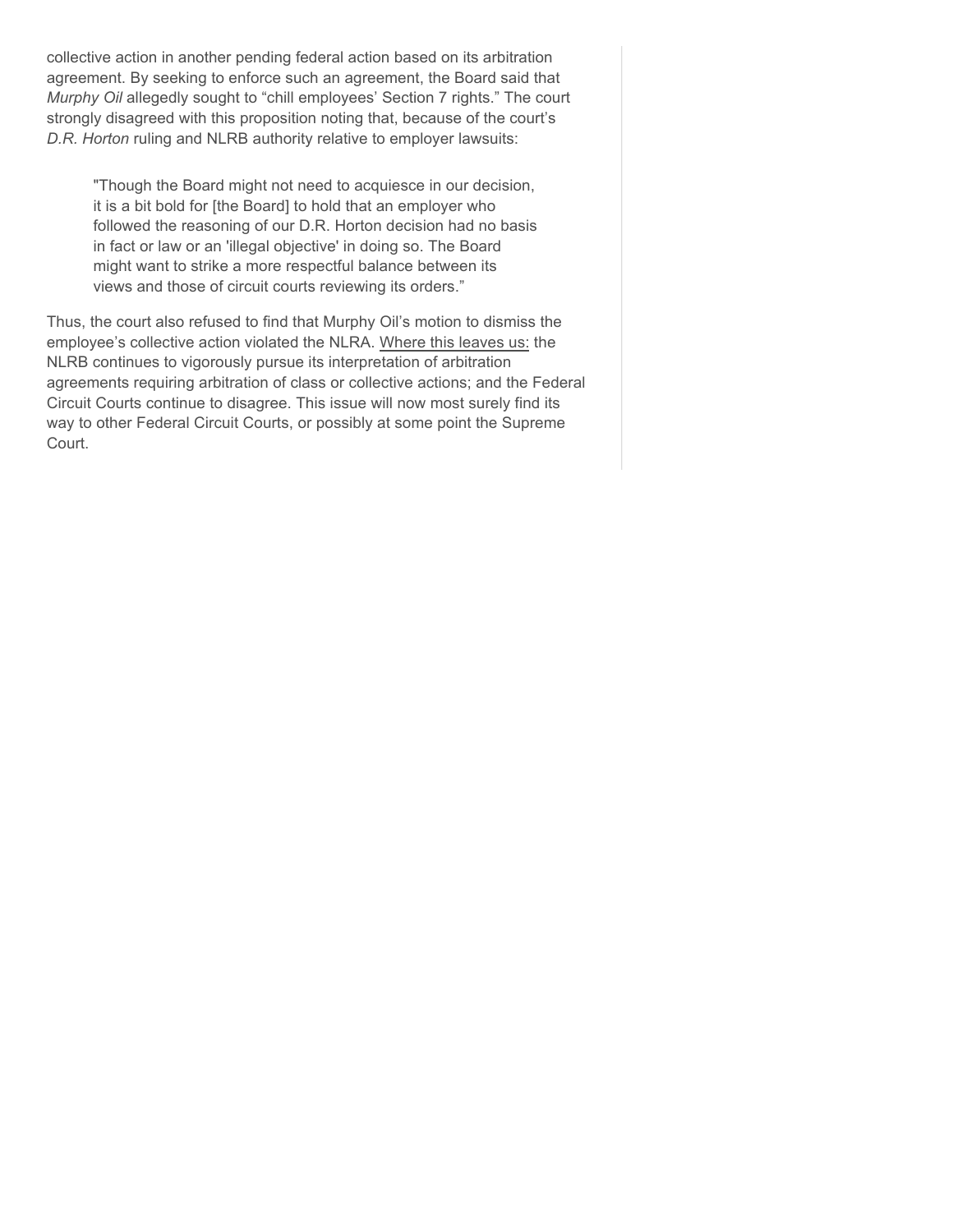collective action in another pending federal action based on its arbitration agreement. By seeking to enforce such an agreement, the Board said that *Murphy Oil* allegedly sought to "chill employees' Section 7 rights." The court strongly disagreed with this proposition noting that, because of the court's *D.R. Horton* ruling and NLRB authority relative to employer lawsuits:

> "Though the Board might not need to acquiesce in our decision, it is a bit bold for [the Board] to hold that an employer who followed the reasoning of our D.R. Horton decision had no basis in fact or law or an 'illegal objective' in doing so. The Board might want to strike a more respectful balance between its views and those of circuit courts reviewing its orders."

Thus, the court also refused to find that Murphy Oil's motion to dismiss the employee's collective action violated the NLRA. <u>Where this leaves us:</u> the NLRB continues to vigorously pursue its interpretation of arbitration agreements requiring arbitration of class or collective actions; and the Federal Circuit Courts continue to disagree. This issue will now most surely find its way to other Federal Circuit Courts, or possibly at some point the Supreme Court.